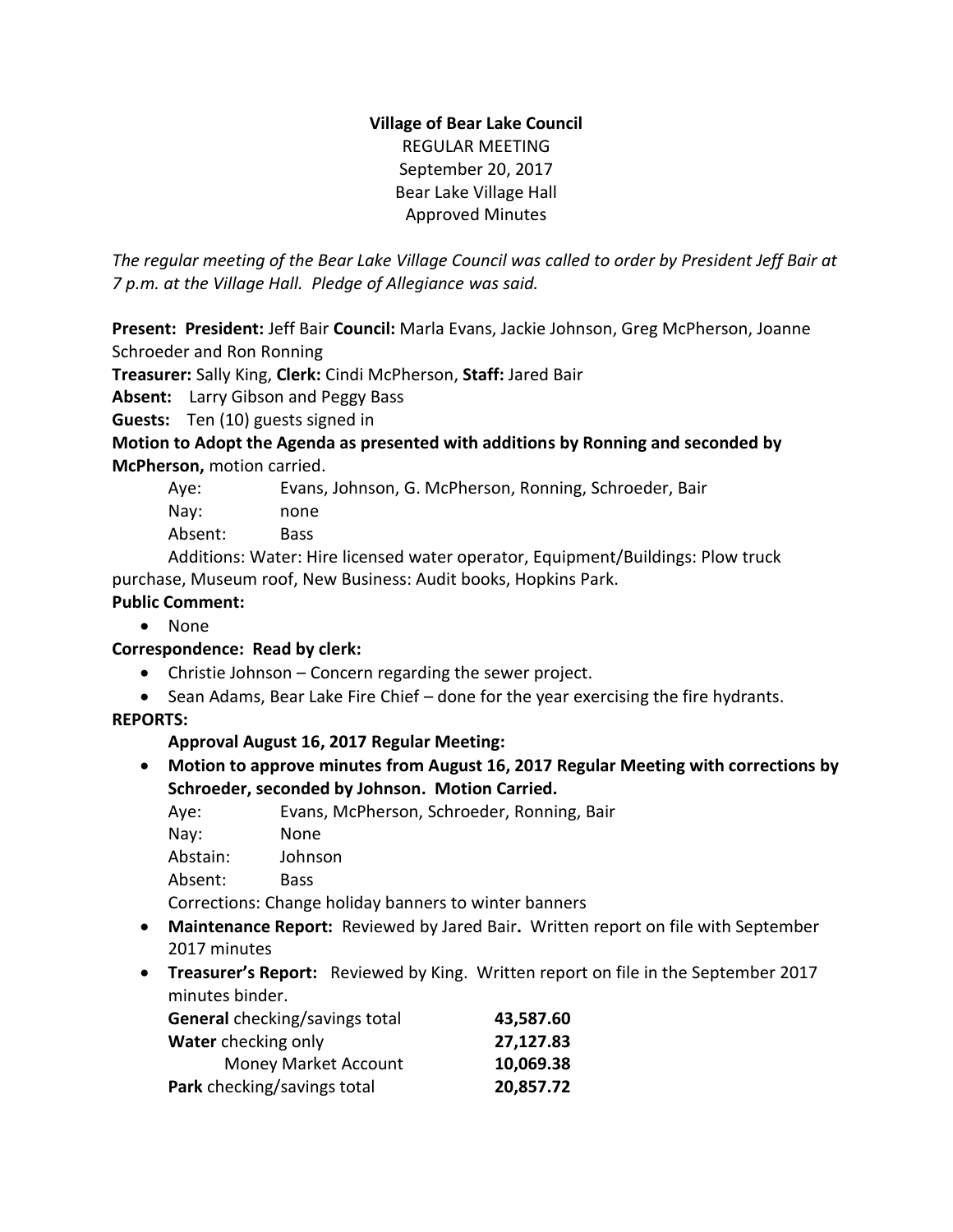**Village of Bear Lake Council**
REGULAR MEETING
September 20, 2017
Bear Lake Village Hall
Approved Minutes

*The regular meeting of the Bear Lake Village Council was called to order by President Jeff Bair at 7 p.m. at the Village Hall. Pledge of Allegiance was said.*

**Present: President:** Jeff Bair **Council:** Marla Evans, Jackie Johnson, Greg McPherson, Joanne Schroeder and Ron Ronning

**Treasurer:** Sally King, **Clerk:** Cindi McPherson, **Staff:** Jared Bair

**Absent:** Larry Gibson and Peggy Bass

**Guests:** Ten (10) guests signed in

**Motion to Adopt the Agenda as presented with additions by Ronning and seconded by McPherson,** motion carried.

Aye: Evans, Johnson, G. McPherson, Ronning, Schroeder, Bair
Nay: none
Absent: Bass

Additions: Water: Hire licensed water operator, Equipment/Buildings: Plow truck purchase, Museum roof, New Business: Audit books, Hopkins Park.

**Public Comment:**

- None

**Correspondence: Read by clerk:**

- Christie Johnson – Concern regarding the sewer project.
- Sean Adams, Bear Lake Fire Chief – done for the year exercising the fire hydrants.

**REPORTS:**

**Approval August 16, 2017 Regular Meeting:**

- **Motion to approve minutes from August 16, 2017 Regular Meeting with corrections by Schroeder, seconded by Johnson. Motion Carried.**

  Aye: Evans, McPherson, Schroeder, Ronning, Bair
  Nay: None
  Abstain: Johnson
  Absent: Bass

  Corrections: Change holiday banners to winter banners

- **Maintenance Report:** Reviewed by Jared Bair**.** Written report on file with September 2017 minutes
- **Treasurer's Report:** Reviewed by King. Written report on file in the September 2017 minutes binder.

| | |
|---|---|
| **General** checking/savings total | **43,587.60** |
| **Water** checking only | **27,127.83** |
| Money Market Account | **10,069.38** |
| **Park** checking/savings total | **20,857.72** |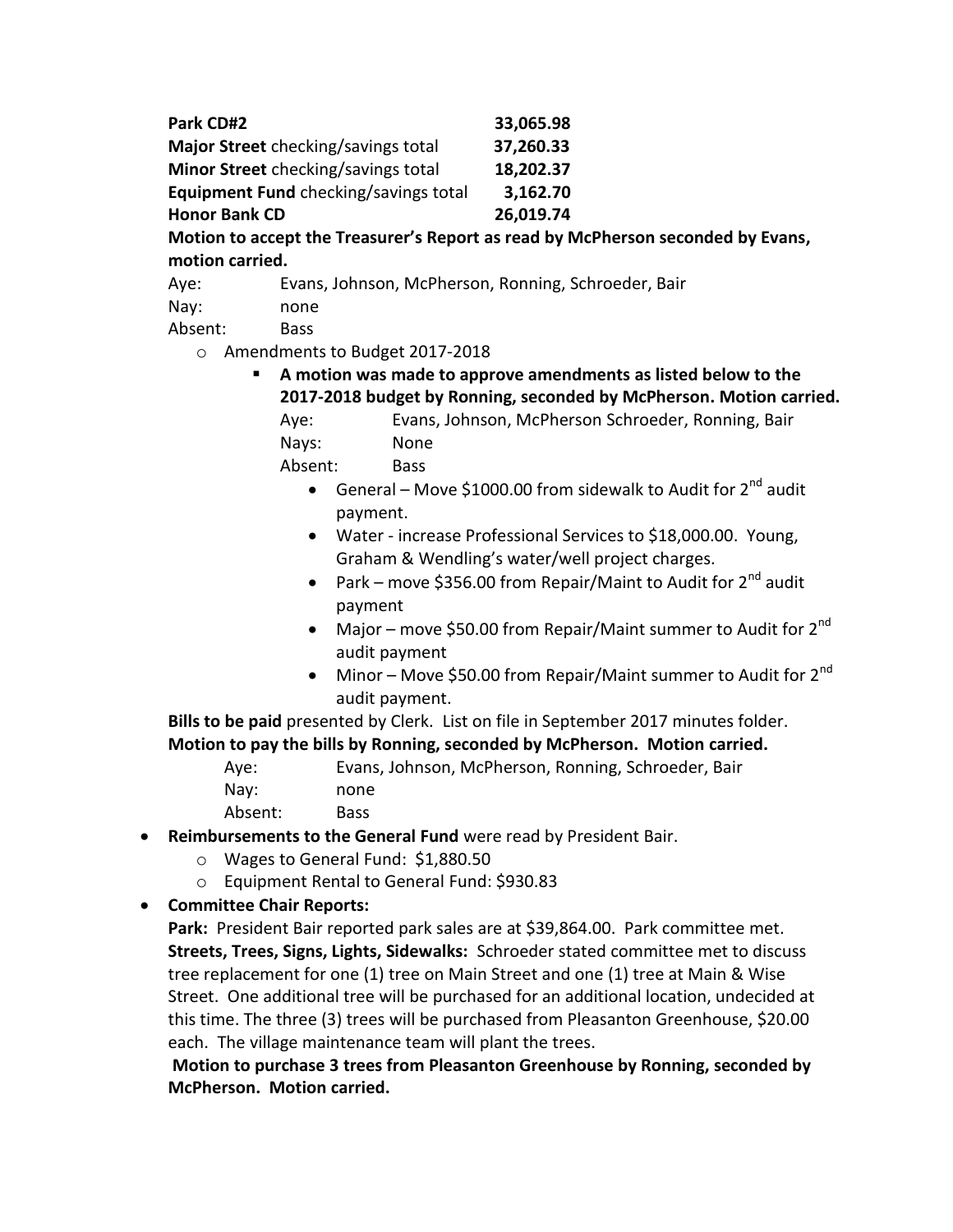| | |
|---|---|
| **Park CD#2** | **33,065.98** |
| **Major Street** checking/savings total | **37,260.33** |
| **Minor Street** checking/savings total | **18,202.37** |
| **Equipment Fund** checking/savings total | **3,162.70** |
| **Honor Bank CD** | **26,019.74** |

**Motion to accept the Treasurer's Report as read by McPherson seconded by Evans, motion carried.**

Aye: Evans, Johnson, McPherson, Ronning, Schroeder, Bair
Nay: none
Absent: Bass

- Amendments to Budget 2017-2018
  - **A motion was made to approve amendments as listed below to the 2017-2018 budget by Ronning, seconded by McPherson. Motion carried.**

    Aye: Evans, Johnson, McPherson Schroeder, Ronning, Bair
    Nays: None
    Absent: Bass

    - General – Move $1000.00 from sidewalk to Audit for 2nd audit payment.
    - Water - increase Professional Services to $18,000.00. Young, Graham & Wendling's water/well project charges.
    - Park – move $356.00 from Repair/Maint to Audit for 2nd audit payment
    - Major – move $50.00 from Repair/Maint summer to Audit for 2nd audit payment
    - Minor – Move $50.00 from Repair/Maint summer to Audit for 2nd audit payment.

**Bills to be paid** presented by Clerk. List on file in September 2017 minutes folder.
**Motion to pay the bills by Ronning, seconded by McPherson. Motion carried.**

Aye: Evans, Johnson, McPherson, Ronning, Schroeder, Bair
Nay: none
Absent: Bass

- **Reimbursements to the General Fund** were read by President Bair.
  - Wages to General Fund: $1,880.50
  - Equipment Rental to General Fund: $930.83
- **Committee Chair Reports:**

  **Park:** President Bair reported park sales are at $39,864.00. Park committee met.
  **Streets, Trees, Signs, Lights, Sidewalks:** Schroeder stated committee met to discuss tree replacement for one (1) tree on Main Street and one (1) tree at Main & Wise Street. One additional tree will be purchased for an additional location, undecided at this time. The three (3) trees will be purchased from Pleasanton Greenhouse, $20.00 each. The village maintenance team will plant the trees.

  **Motion to purchase 3 trees from Pleasanton Greenhouse by Ronning, seconded by McPherson. Motion carried.**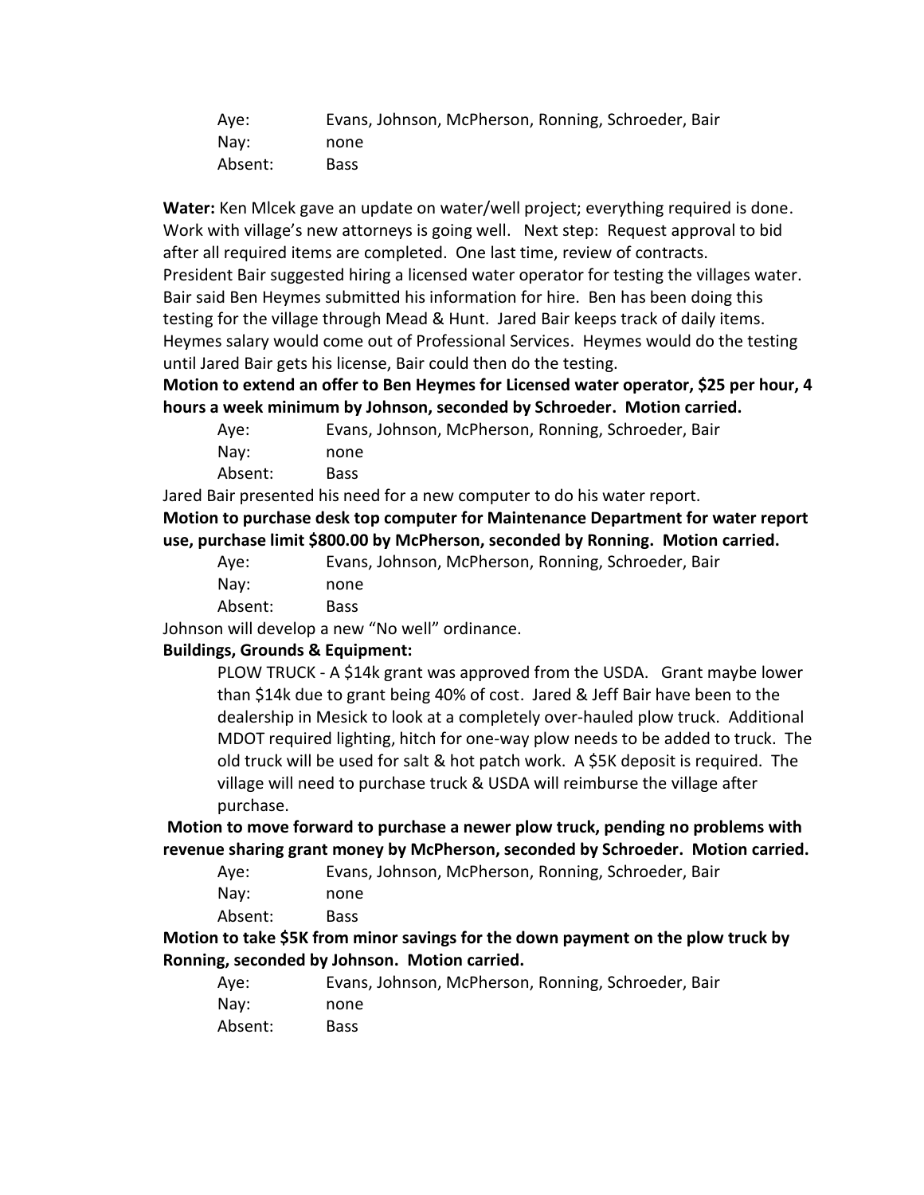| | |
|---|---|
| Aye: | Evans, Johnson, McPherson, Ronning, Schroeder, Bair |
| Nay: | none |
| Absent: | Bass |

**Water:** Ken Mlcek gave an update on water/well project; everything required is done. Work with village's new attorneys is going well. Next step: Request approval to bid after all required items are completed. One last time, review of contracts.
President Bair suggested hiring a licensed water operator for testing the villages water. Bair said Ben Heymes submitted his information for hire. Ben has been doing this testing for the village through Mead & Hunt. Jared Bair keeps track of daily items. Heymes salary would come out of Professional Services. Heymes would do the testing until Jared Bair gets his license, Bair could then do the testing.

**Motion to extend an offer to Ben Heymes for Licensed water operator, $25 per hour, 4 hours a week minimum by Johnson, seconded by Schroeder. Motion carried.**

| | |
|---|---|
| Aye: | Evans, Johnson, McPherson, Ronning, Schroeder, Bair |
| Nay: | none |
| Absent: | Bass |

Jared Bair presented his need for a new computer to do his water report.

**Motion to purchase desk top computer for Maintenance Department for water report use, purchase limit $800.00 by McPherson, seconded by Ronning. Motion carried.**

| | |
|---|---|
| Aye: | Evans, Johnson, McPherson, Ronning, Schroeder, Bair |
| Nay: | none |
| Absent: | Bass |

Johnson will develop a new "No well" ordinance.

**Buildings, Grounds & Equipment:**

PLOW TRUCK - A $14k grant was approved from the USDA. Grant maybe lower than $14k due to grant being 40% of cost. Jared & Jeff Bair have been to the dealership in Mesick to look at a completely over-hauled plow truck. Additional MDOT required lighting, hitch for one-way plow needs to be added to truck. The old truck will be used for salt & hot patch work. A $5K deposit is required. The village will need to purchase truck & USDA will reimburse the village after purchase.

**Motion to move forward to purchase a newer plow truck, pending no problems with revenue sharing grant money by McPherson, seconded by Schroeder. Motion carried.**

| | |
|---|---|
| Aye: | Evans, Johnson, McPherson, Ronning, Schroeder, Bair |
| Nay: | none |
| Absent: | Bass |

**Motion to take $5K from minor savings for the down payment on the plow truck by Ronning, seconded by Johnson. Motion carried.**

| | |
|---|---|
| Aye: | Evans, Johnson, McPherson, Ronning, Schroeder, Bair |
| Nay: | none |
| Absent: | Bass |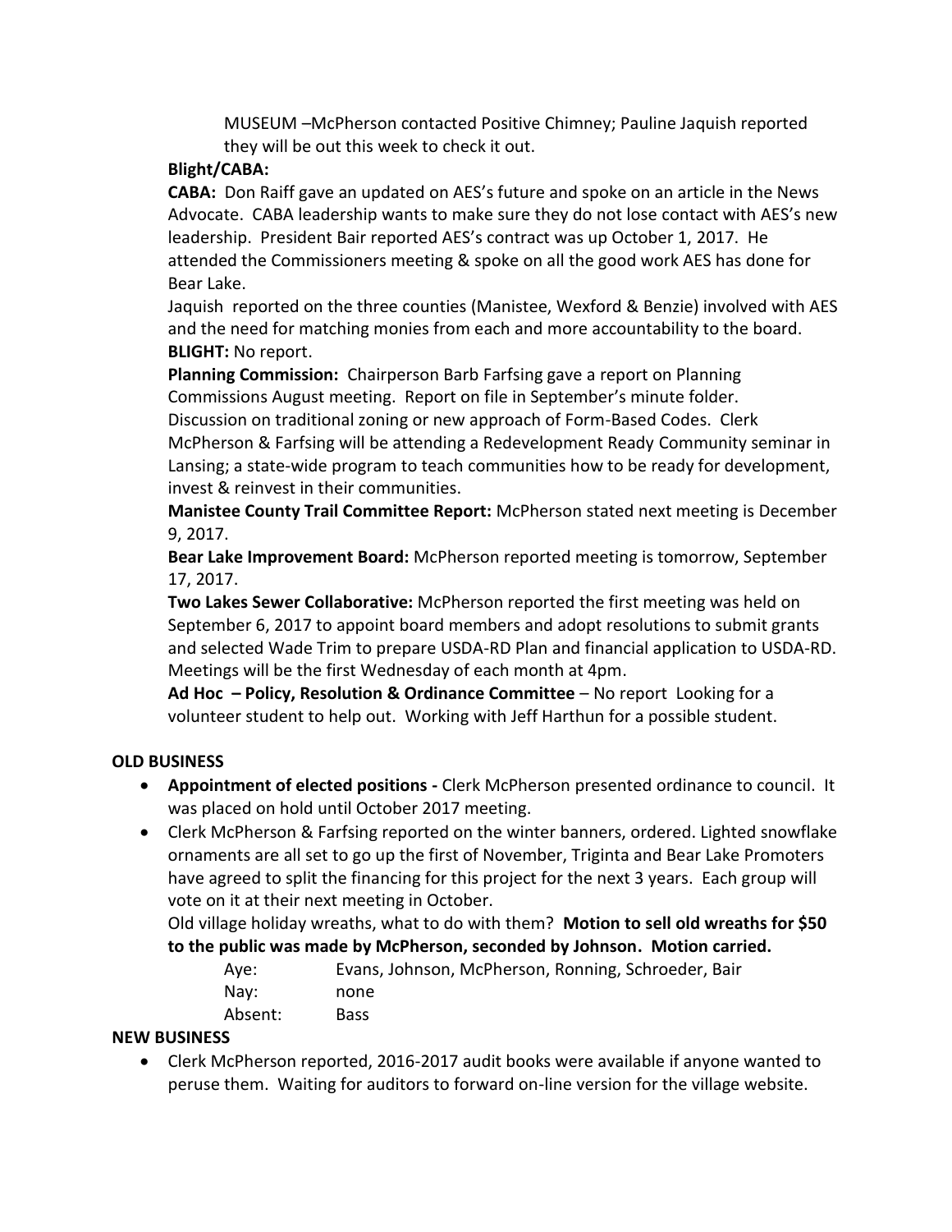MUSEUM –McPherson contacted Positive Chimney; Pauline Jaquish reported they will be out this week to check it out.

**Blight/CABA:**

**CABA:** Don Raiff gave an updated on AES's future and spoke on an article in the News Advocate. CABA leadership wants to make sure they do not lose contact with AES's new leadership. President Bair reported AES's contract was up October 1, 2017. He attended the Commissioners meeting & spoke on all the good work AES has done for Bear Lake.

Jaquish reported on the three counties (Manistee, Wexford & Benzie) involved with AES and the need for matching monies from each and more accountability to the board.

**BLIGHT:** No report.

**Planning Commission:** Chairperson Barb Farfsing gave a report on Planning Commissions August meeting. Report on file in September's minute folder. Discussion on traditional zoning or new approach of Form-Based Codes. Clerk McPherson & Farfsing will be attending a Redevelopment Ready Community seminar in Lansing; a state-wide program to teach communities how to be ready for development, invest & reinvest in their communities.

**Manistee County Trail Committee Report:** McPherson stated next meeting is December 9, 2017.

**Bear Lake Improvement Board:** McPherson reported meeting is tomorrow, September 17, 2017.

**Two Lakes Sewer Collaborative:** McPherson reported the first meeting was held on September 6, 2017 to appoint board members and adopt resolutions to submit grants and selected Wade Trim to prepare USDA-RD Plan and financial application to USDA-RD. Meetings will be the first Wednesday of each month at 4pm.

**Ad Hoc – Policy, Resolution & Ordinance Committee** – No report Looking for a volunteer student to help out. Working with Jeff Harthun for a possible student.

**OLD BUSINESS**

- **Appointment of elected positions -** Clerk McPherson presented ordinance to council. It was placed on hold until October 2017 meeting.
- Clerk McPherson & Farfsing reported on the winter banners, ordered. Lighted snowflake ornaments are all set to go up the first of November, Triginta and Bear Lake Promoters have agreed to split the financing for this project for the next 3 years. Each group will vote on it at their next meeting in October.

  Old village holiday wreaths, what to do with them? **Motion to sell old wreaths for $50 to the public was made by McPherson, seconded by Johnson. Motion carried.**

  Aye: Evans, Johnson, McPherson, Ronning, Schroeder, Bair
  Nay: none
  Absent: Bass

**NEW BUSINESS**

- Clerk McPherson reported, 2016-2017 audit books were available if anyone wanted to peruse them. Waiting for auditors to forward on-line version for the village website.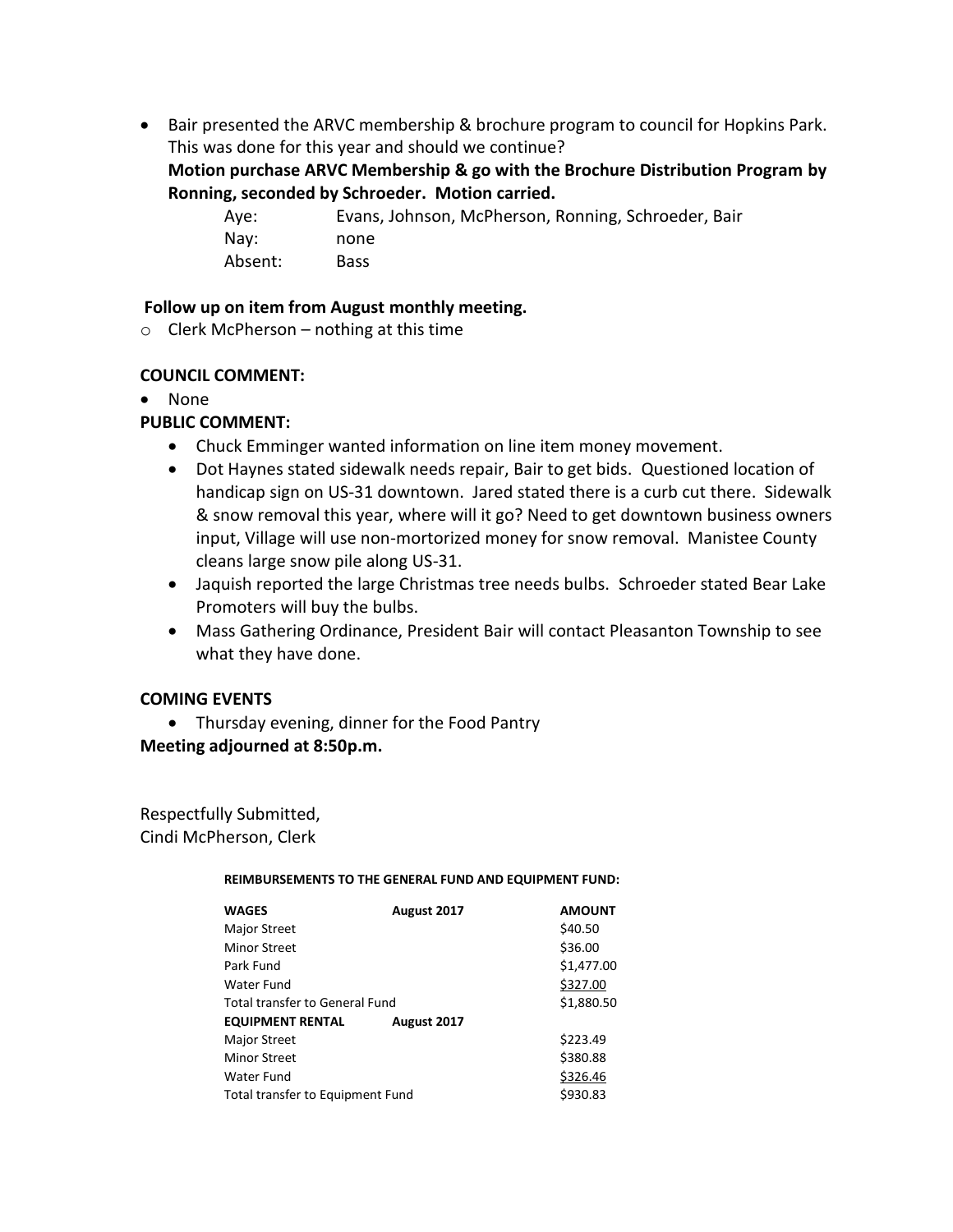- Bair presented the ARVC membership & brochure program to council for Hopkins Park. This was done for this year and should we continue?
  **Motion purchase ARVC Membership & go with the Brochure Distribution Program by Ronning, seconded by Schroeder. Motion carried.**

  | | |
  |---|---|
  | Aye: | Evans, Johnson, McPherson, Ronning, Schroeder, Bair |
  | Nay: | none |
  | Absent: | Bass |

**Follow up on item from August monthly meeting.**

- Clerk McPherson – nothing at this time

**COUNCIL COMMENT:**

- None

**PUBLIC COMMENT:**

- Chuck Emminger wanted information on line item money movement.
- Dot Haynes stated sidewalk needs repair, Bair to get bids. Questioned location of handicap sign on US-31 downtown. Jared stated there is a curb cut there. Sidewalk & snow removal this year, where will it go? Need to get downtown business owners input, Village will use non-mortorized money for snow removal. Manistee County cleans large snow pile along US-31.
- Jaquish reported the large Christmas tree needs bulbs. Schroeder stated Bear Lake Promoters will buy the bulbs.
- Mass Gathering Ordinance, President Bair will contact Pleasanton Township to see what they have done.

**COMING EVENTS**

- Thursday evening, dinner for the Food Pantry

**Meeting adjourned at 8:50p.m.**

Respectfully Submitted,
Cindi McPherson, Clerk

**REIMBURSEMENTS TO THE GENERAL FUND AND EQUIPMENT FUND:**

| **WAGES** | **August 2017** | **AMOUNT** |
|---|---|---|
| Major Street | | $40.50 |
| Minor Street | | $36.00 |
| Park Fund | | $1,477.00 |
| Water Fund | | $327.00 |
| Total transfer to General Fund | | $1,880.50 |
| **EQUIPMENT RENTAL** | **August 2017** | |
| Major Street | | $223.49 |
| Minor Street | | $380.88 |
| Water Fund | | $326.46 |
| Total transfer to Equipment Fund | | $930.83 |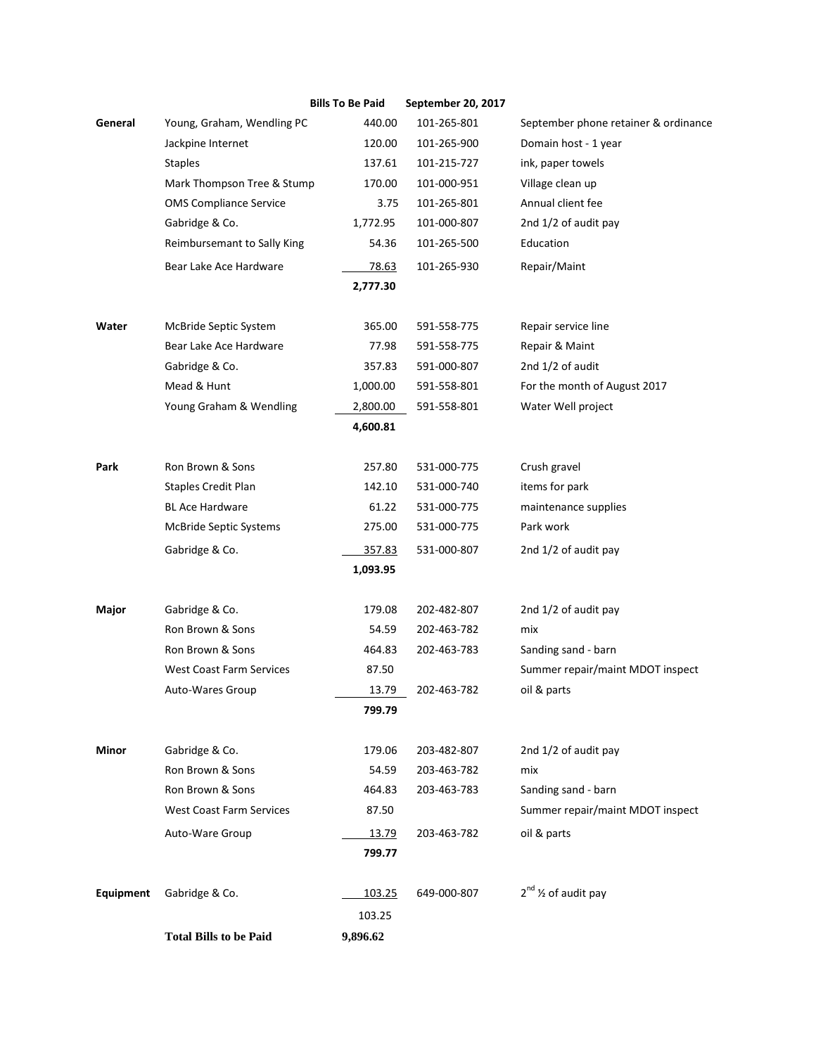| | Bills To Be Paid | | September 20, 2017 | |
|---|---|---|---|---|
| General | Young, Graham, Wendling PC | 440.00 | 101-265-801 | September phone retainer & ordinance |
| | Jackpine Internet | 120.00 | 101-265-900 | Domain host - 1 year |
| | Staples | 137.61 | 101-215-727 | ink, paper towels |
| | Mark Thompson Tree & Stump | 170.00 | 101-000-951 | Village clean up |
| | OMS Compliance Service | 3.75 | 101-265-801 | Annual client fee |
| | Gabridge & Co. | 1,772.95 | 101-000-807 | 2nd 1/2 of audit pay |
| | Reimbursemant to Sally King | 54.36 | 101-265-500 | Education |
| | Bear Lake Ace Hardware | 78.63 | 101-265-930 | Repair/Maint |
| | | **2,777.30** | | |
| Water | McBride Septic System | 365.00 | 591-558-775 | Repair service line |
| | Bear Lake Ace Hardware | 77.98 | 591-558-775 | Repair & Maint |
| | Gabridge & Co. | 357.83 | 591-000-807 | 2nd 1/2 of audit |
| | Mead & Hunt | 1,000.00 | 591-558-801 | For the month of August 2017 |
| | Young Graham & Wendling | 2,800.00 | 591-558-801 | Water Well project |
| | | **4,600.81** | | |
| Park | Ron Brown & Sons | 257.80 | 531-000-775 | Crush gravel |
| | Staples Credit Plan | 142.10 | 531-000-740 | items for park |
| | BL Ace Hardware | 61.22 | 531-000-775 | maintenance supplies |
| | McBride Septic Systems | 275.00 | 531-000-775 | Park work |
| | Gabridge & Co. | 357.83 | 531-000-807 | 2nd 1/2 of audit pay |
| | | **1,093.95** | | |
| Major | Gabridge & Co. | 179.08 | 202-482-807 | 2nd 1/2 of audit pay |
| | Ron Brown & Sons | 54.59 | 202-463-782 | mix |
| | Ron Brown & Sons | 464.83 | 202-463-783 | Sanding sand - barn |
| | West Coast Farm Services | 87.50 | | Summer repair/maint MDOT inspect |
| | Auto-Wares Group | 13.79 | 202-463-782 | oil & parts |
| | | **799.79** | | |
| Minor | Gabridge & Co. | 179.06 | 203-482-807 | 2nd 1/2 of audit pay |
| | Ron Brown & Sons | 54.59 | 203-463-782 | mix |
| | Ron Brown & Sons | 464.83 | 203-463-783 | Sanding sand - barn |
| | West Coast Farm Services | 87.50 | | Summer repair/maint MDOT inspect |
| | Auto-Ware Group | 13.79 | 203-463-782 | oil & parts |
| | | **799.77** | | |
| Equipment | Gabridge & Co. | 103.25 | 649-000-807 | 2nd ½ of audit pay |
| | | 103.25 | | |
| | **Total Bills to be Paid** | **9,896.62** | | |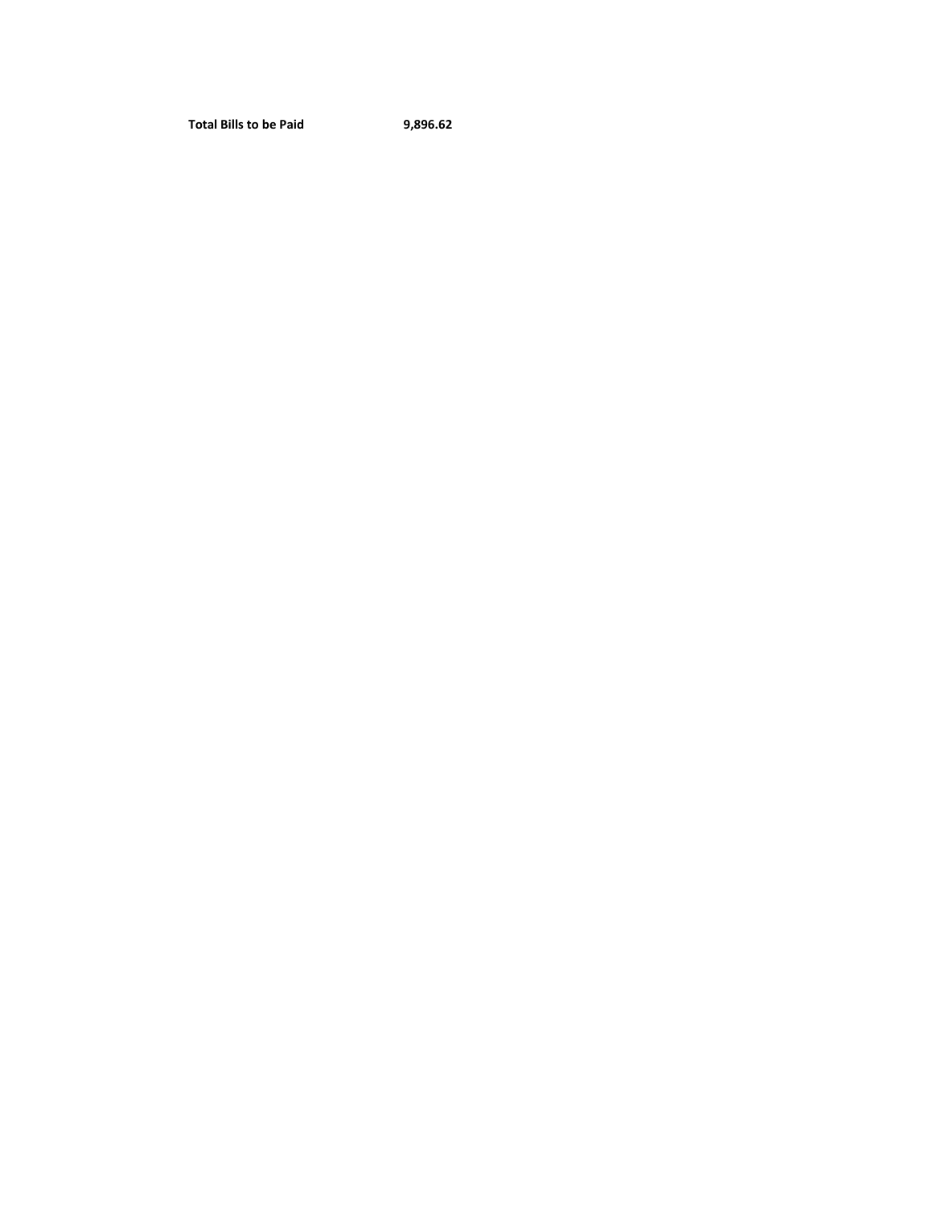| | |
|---|---|
| **Total Bills to be Paid** | **9,896.62** |